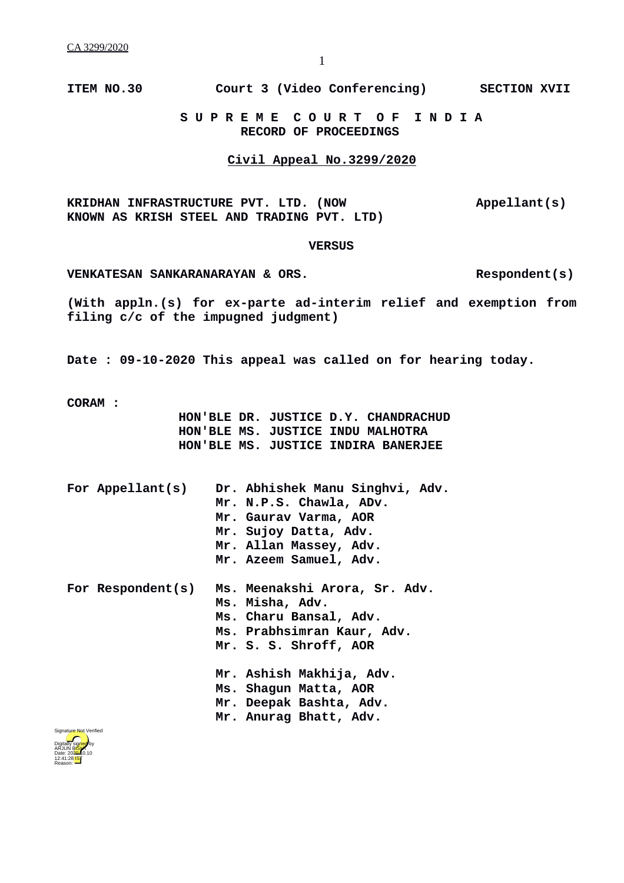**ITEM NO.30 Court 3 (Video Conferencing) SECTION XVII**

**S U P R E M E C O U R T O F I N D I A**
**RECORD OF PROCEEDINGS**

**Civil Appeal No.3299/2020**

**KRIDHAN INFRASTRUCTURE PVT. LTD. (NOW KNOWN AS KRISH STEEL AND TRADING PVT. LTD)** **Appellant(s)**

**VERSUS**

**VENKATESAN SANKARANARAYAN & ORS.** **Respondent(s)**

**(With appln.(s) for ex-parte ad-interim relief and exemption from filing c/c of the impugned judgment)**

**Date : 09-10-2020 This appeal was called on for hearing today.**

**CORAM :**
**HON'BLE DR. JUSTICE D.Y. CHANDRACHUD**
**HON'BLE MS. JUSTICE INDU MALHOTRA**
**HON'BLE MS. JUSTICE INDIRA BANERJEE**

**For Appellant(s)**
**Dr. Abhishek Manu Singhvi, Adv.**
**Mr. N.P.S. Chawla, ADv.**
**Mr. Gaurav Varma, AOR**
**Mr. Sujoy Datta, Adv.**
**Mr. Allan Massey, Adv.**
**Mr. Azeem Samuel, Adv.**

**For Respondent(s)**
**Ms. Meenakshi Arora, Sr. Adv.**
**Ms. Misha, Adv.**
**Ms. Charu Bansal, Adv.**
**Ms. Prabhsimran Kaur, Adv.**
**Mr. S. S. Shroff, AOR**

**Mr. Ashish Makhija, Adv.**
**Ms. Shagun Matta, AOR**
**Mr. Deepak Bashta, Adv.**
**Mr. Anurag Bhatt, Adv.**

Signature Not Verified
Digitally signed by ARJUN BISHT
Date: 2020.10.10 12:41:28 IST
Reason: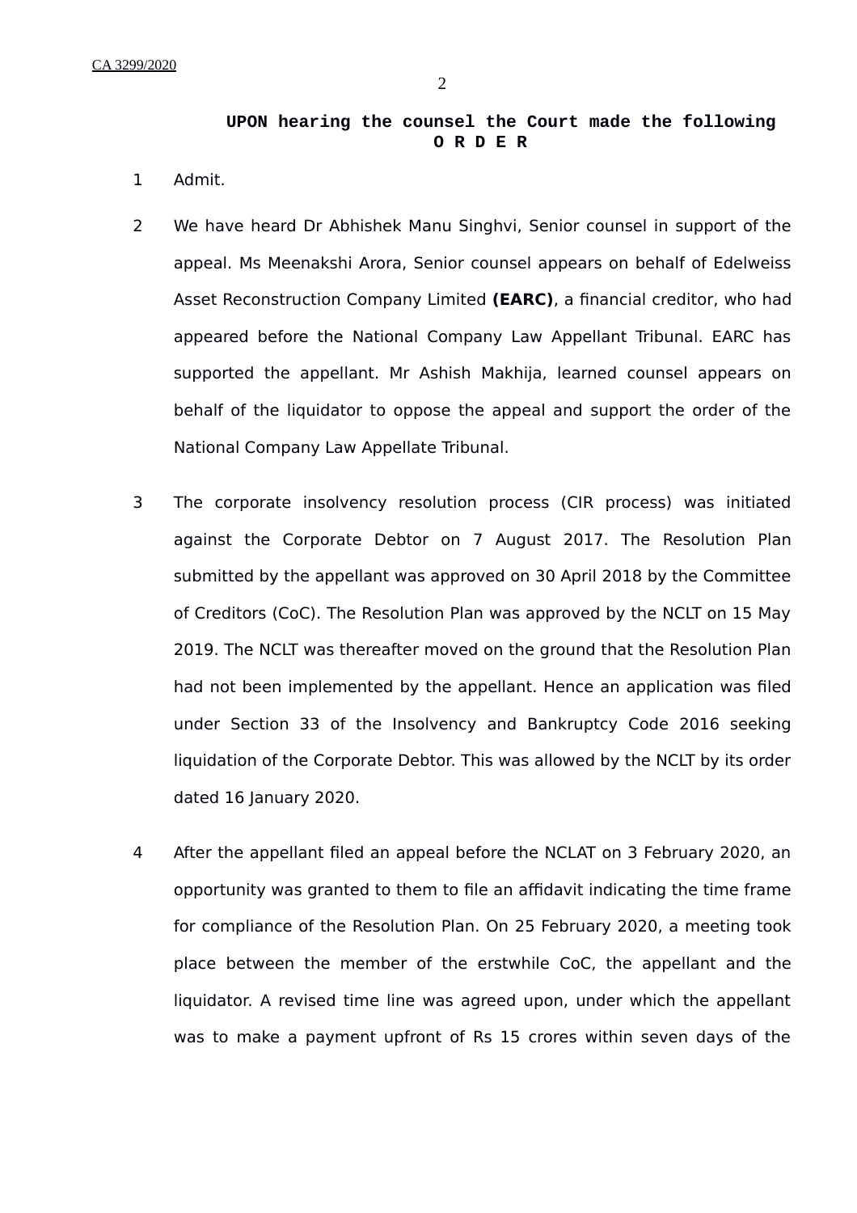**UPON hearing the counsel the Court made the following**
**O R D E R**

1 Admit.

2 We have heard Dr Abhishek Manu Singhvi, Senior counsel in support of the appeal. Ms Meenakshi Arora, Senior counsel appears on behalf of Edelweiss Asset Reconstruction Company Limited **(EARC)**, a financial creditor, who had appeared before the National Company Law Appellant Tribunal. EARC has supported the appellant. Mr Ashish Makhija, learned counsel appears on behalf of the liquidator to oppose the appeal and support the order of the National Company Law Appellate Tribunal.

3 The corporate insolvency resolution process (CIR process) was initiated against the Corporate Debtor on 7 August 2017. The Resolution Plan submitted by the appellant was approved on 30 April 2018 by the Committee of Creditors (CoC). The Resolution Plan was approved by the NCLT on 15 May 2019. The NCLT was thereafter moved on the ground that the Resolution Plan had not been implemented by the appellant. Hence an application was filed under Section 33 of the Insolvency and Bankruptcy Code 2016 seeking liquidation of the Corporate Debtor. This was allowed by the NCLT by its order dated 16 January 2020.

4 After the appellant filed an appeal before the NCLAT on 3 February 2020, an opportunity was granted to them to file an affidavit indicating the time frame for compliance of the Resolution Plan. On 25 February 2020, a meeting took place between the member of the erstwhile CoC, the appellant and the liquidator. A revised time line was agreed upon, under which the appellant was to make a payment upfront of Rs 15 crores within seven days of the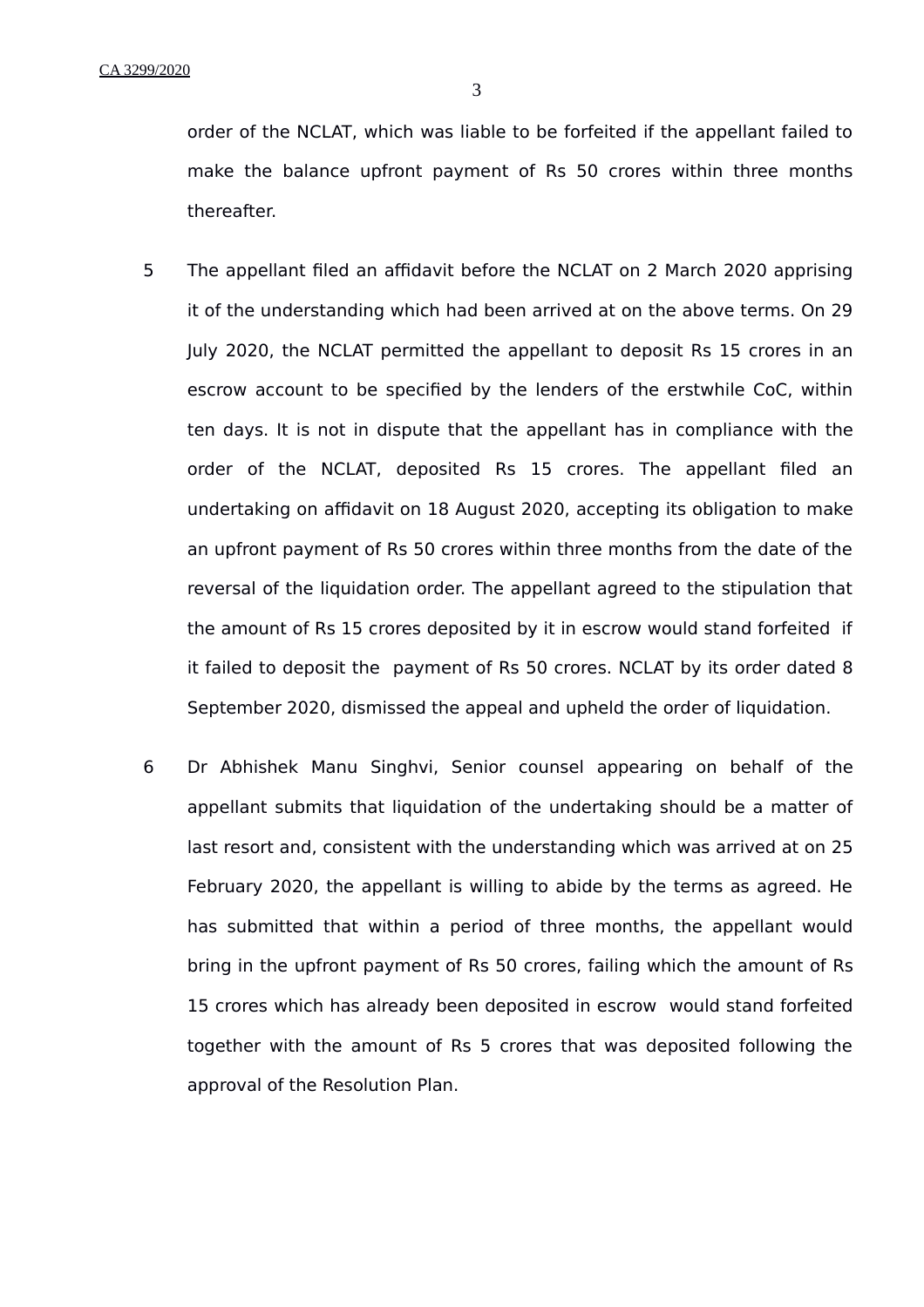order of the NCLAT, which was liable to be forfeited if the appellant failed to make the balance upfront payment of Rs 50 crores within three months thereafter.

5 The appellant filed an affidavit before the NCLAT on 2 March 2020 apprising it of the understanding which had been arrived at on the above terms. On 29 July 2020, the NCLAT permitted the appellant to deposit Rs 15 crores in an escrow account to be specified by the lenders of the erstwhile CoC, within ten days. It is not in dispute that the appellant has in compliance with the order of the NCLAT, deposited Rs 15 crores. The appellant filed an undertaking on affidavit on 18 August 2020, accepting its obligation to make an upfront payment of Rs 50 crores within three months from the date of the reversal of the liquidation order. The appellant agreed to the stipulation that the amount of Rs 15 crores deposited by it in escrow would stand forfeited if it failed to deposit the payment of Rs 50 crores. NCLAT by its order dated 8 September 2020, dismissed the appeal and upheld the order of liquidation.

6 Dr Abhishek Manu Singhvi, Senior counsel appearing on behalf of the appellant submits that liquidation of the undertaking should be a matter of last resort and, consistent with the understanding which was arrived at on 25 February 2020, the appellant is willing to abide by the terms as agreed. He has submitted that within a period of three months, the appellant would bring in the upfront payment of Rs 50 crores, failing which the amount of Rs 15 crores which has already been deposited in escrow would stand forfeited together with the amount of Rs 5 crores that was deposited following the approval of the Resolution Plan.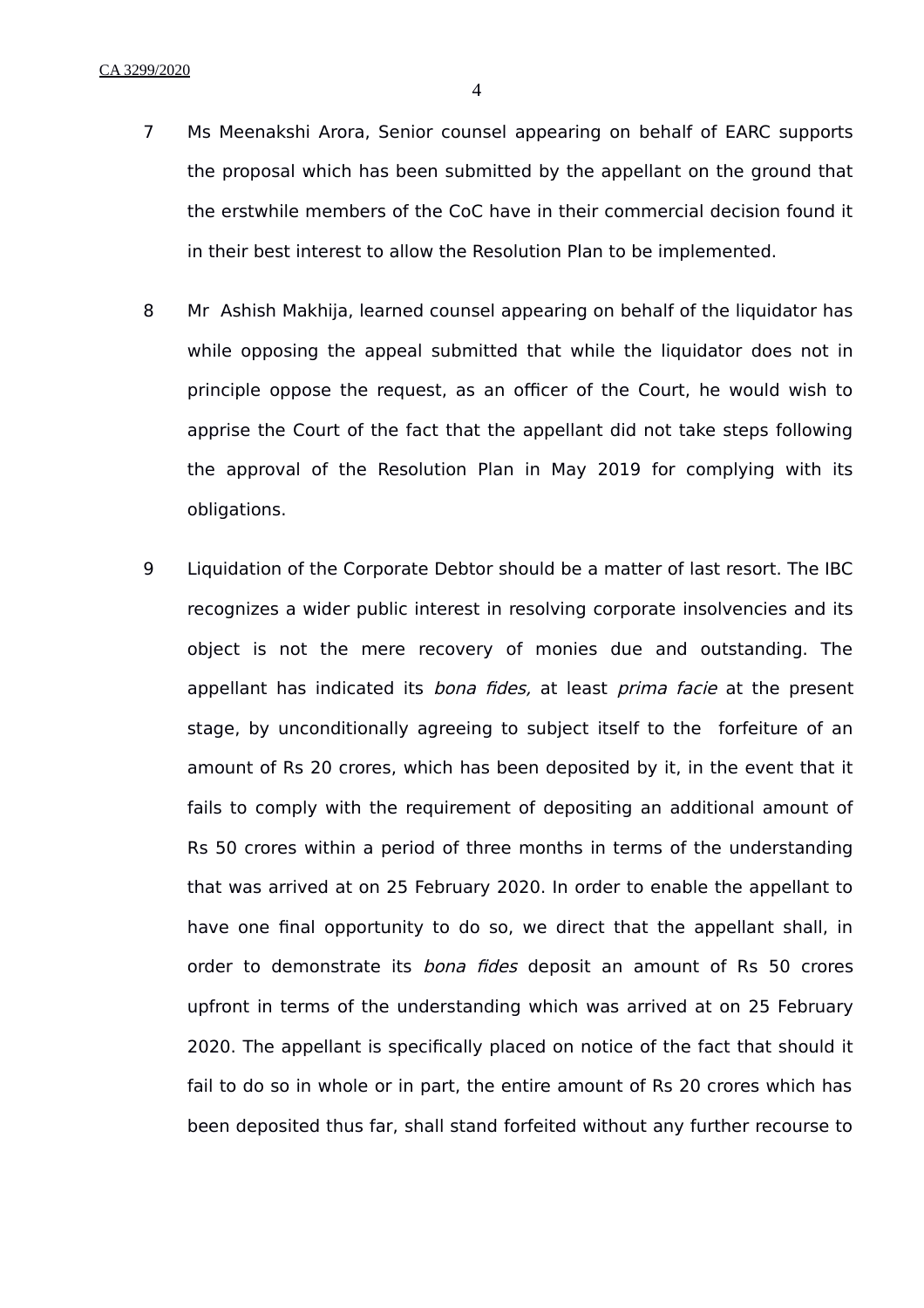7 Ms Meenakshi Arora, Senior counsel appearing on behalf of EARC supports the proposal which has been submitted by the appellant on the ground that the erstwhile members of the CoC have in their commercial decision found it in their best interest to allow the Resolution Plan to be implemented.

8 Mr Ashish Makhija, learned counsel appearing on behalf of the liquidator has while opposing the appeal submitted that while the liquidator does not in principle oppose the request, as an officer of the Court, he would wish to apprise the Court of the fact that the appellant did not take steps following the approval of the Resolution Plan in May 2019 for complying with its obligations.

9 Liquidation of the Corporate Debtor should be a matter of last resort. The IBC recognizes a wider public interest in resolving corporate insolvencies and its object is not the mere recovery of monies due and outstanding. The appellant has indicated its *bona fides,* at least *prima facie* at the present stage, by unconditionally agreeing to subject itself to the forfeiture of an amount of Rs 20 crores, which has been deposited by it, in the event that it fails to comply with the requirement of depositing an additional amount of Rs 50 crores within a period of three months in terms of the understanding that was arrived at on 25 February 2020. In order to enable the appellant to have one final opportunity to do so, we direct that the appellant shall, in order to demonstrate its *bona fides* deposit an amount of Rs 50 crores upfront in terms of the understanding which was arrived at on 25 February 2020. The appellant is specifically placed on notice of the fact that should it fail to do so in whole or in part, the entire amount of Rs 20 crores which has been deposited thus far, shall stand forfeited without any further recourse to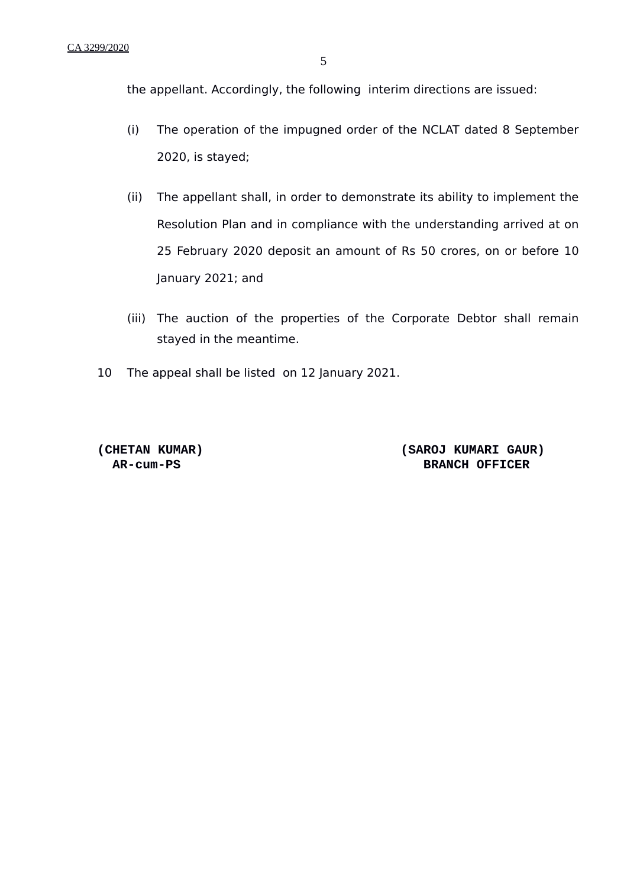the appellant. Accordingly, the following interim directions are issued:

(i) The operation of the impugned order of the NCLAT dated 8 September 2020, is stayed;

(ii) The appellant shall, in order to demonstrate its ability to implement the Resolution Plan and in compliance with the understanding arrived at on 25 February 2020 deposit an amount of Rs 50 crores, on or before 10 January 2021; and

(iii) The auction of the properties of the Corporate Debtor shall remain stayed in the meantime.

10 The appeal shall be listed on 12 January 2021.

**(CHETAN KUMAR)**
**AR-cum-PS**

**(SAROJ KUMARI GAUR)**
**BRANCH OFFICER**